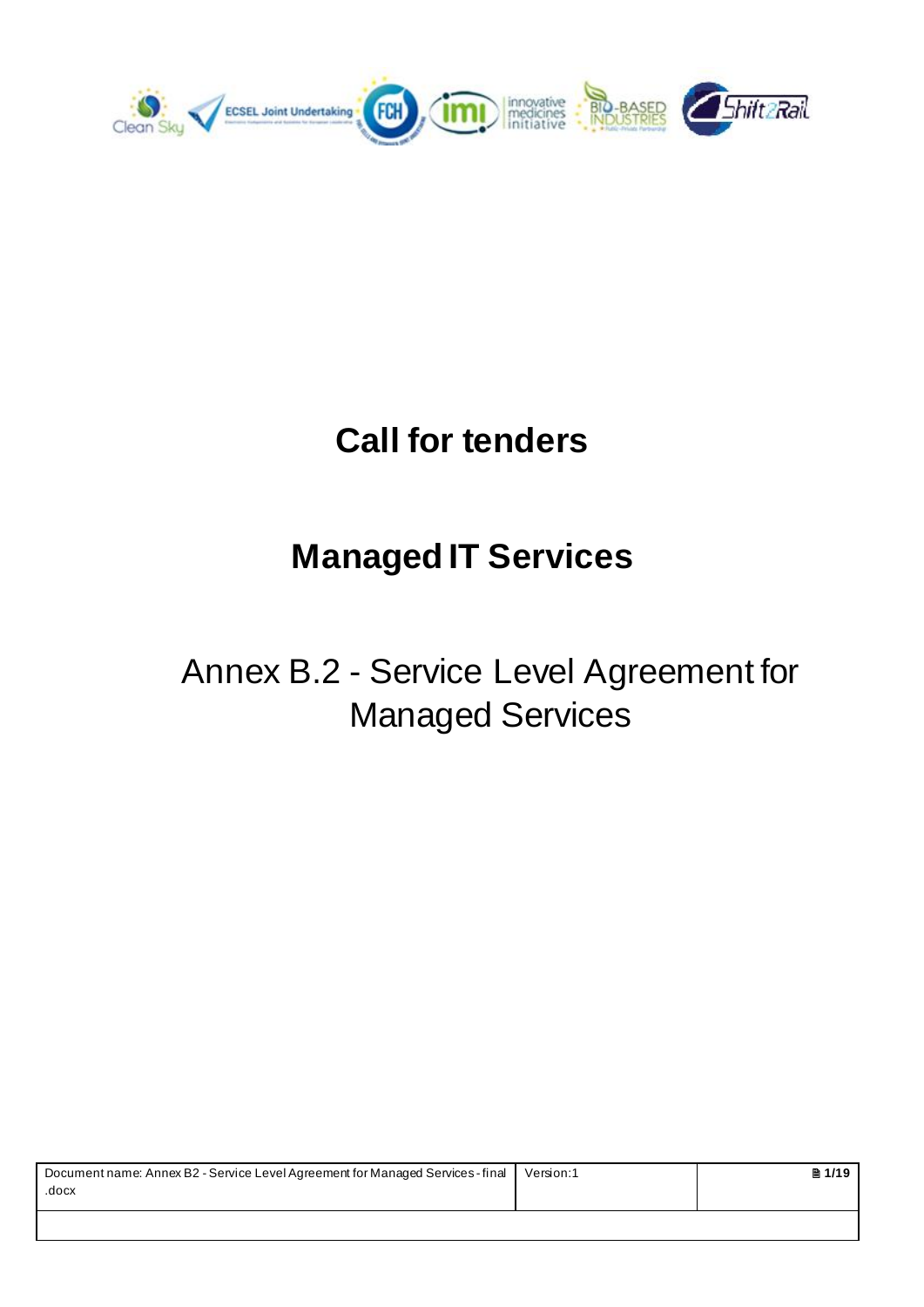# Call for tenders

# Managed IT Services

## Annex B.2 - Service Level Agreement for Managed Services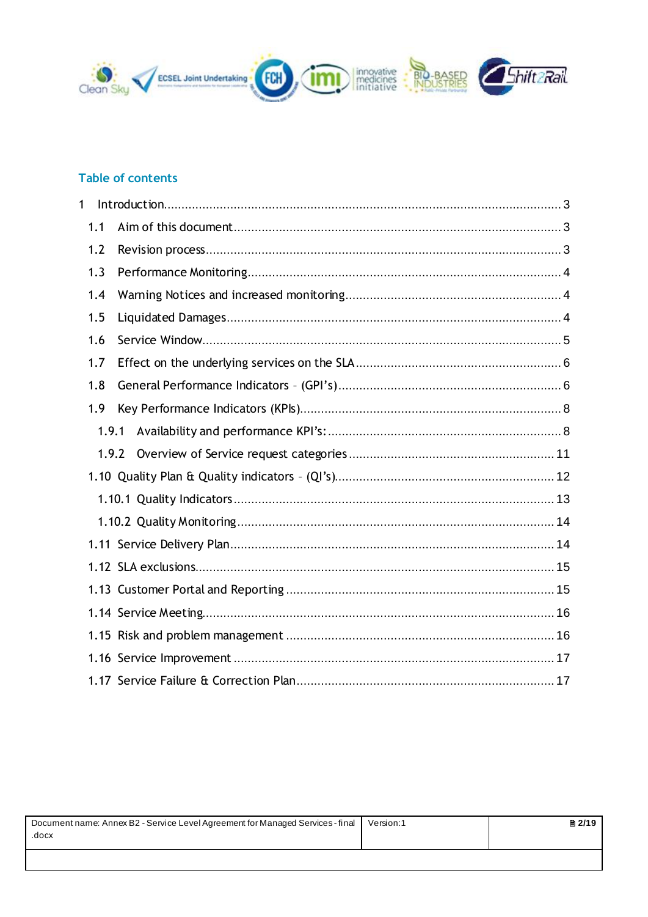## Table of contents

1 Introduction ..... 3

1.1 Aim of this document ..... 3

1.2 Revision process ..... 3

1.3 Performance Monitoring ..... 4

1.4 Warning Notices and increased monitoring ..... 4

1.5 Liquidated Damages ..... 4

1.6 Service Window ..... 5

1.7 Effect on the underlying services on the SLA ..... 6

1.8 General Performance Indicators – (GPI's) ..... 6

1.9 Key Performance Indicators (KPIs) ..... 8

1.9.1 Availability and performance KPI's: ..... 8

1.9.2 Overview of Service request categories ..... 11

1.10 Quality Plan & Quality indicators – (QI's) ..... 12

1.10.1 Quality Indicators ..... 13

1.10.2 Quality Monitoring ..... 14

1.11 Service Delivery Plan ..... 14

1.12 SLA exclusions ..... 15

1.13 Customer Portal and Reporting ..... 15

1.14 Service Meeting ..... 16

1.15 Risk and problem management ..... 16

1.16 Service Improvement ..... 17

1.17 Service Failure & Correction Plan ..... 17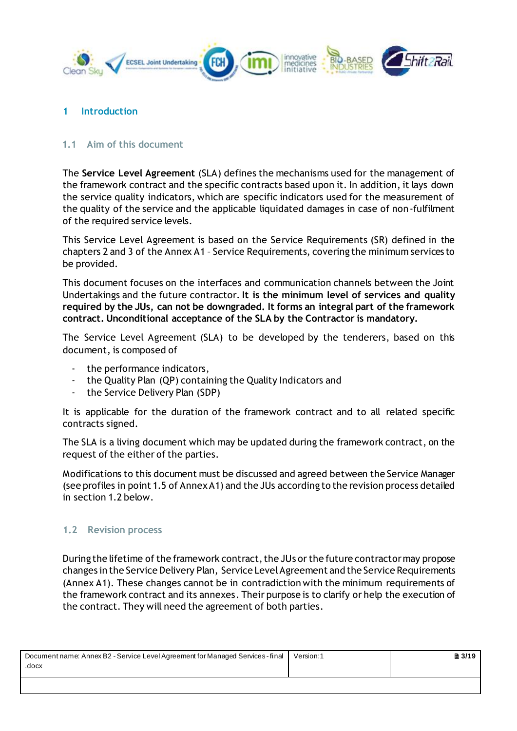# 1 Introduction

## 1.1 Aim of this document

The **Service Level Agreement** (SLA) defines the mechanisms used for the management of the framework contract and the specific contracts based upon it. In addition, it lays down the service quality indicators, which are specific indicators used for the measurement of the quality of the service and the applicable liquidated damages in case of non-fulfilment of the required service levels.

This Service Level Agreement is based on the Service Requirements (SR) defined in the chapters 2 and 3 of the Annex A1 – Service Requirements, covering the minimum services to be provided.

This document focuses on the interfaces and communication channels between the Joint Undertakings and the future contractor. **It is the minimum level of services and quality required by the JUs, can not be downgraded. It forms an integral part of the framework contract. Unconditional acceptance of the SLA by the Contractor is mandatory.**

The Service Level Agreement (SLA) to be developed by the tenderers, based on this document, is composed of

- the performance indicators,
- the Quality Plan (QP) containing the Quality Indicators and
- the Service Delivery Plan (SDP)

It is applicable for the duration of the framework contract and to all related specific contracts signed.

The SLA is a living document which may be updated during the framework contract, on the request of the either of the parties.

Modifications to this document must be discussed and agreed between the Service Manager (see profiles in point 1.5 of Annex A1) and the JUs according to the revision process detailed in section 1.2 below.

## 1.2 Revision process

During the lifetime of the framework contract, the JUs or the future contractor may propose changes in the Service Delivery Plan, Service Level Agreement and the Service Requirements (Annex A1). These changes cannot be in contradiction with the minimum requirements of the framework contract and its annexes. Their purpose is to clarify or help the execution of the contract. They will need the agreement of both parties.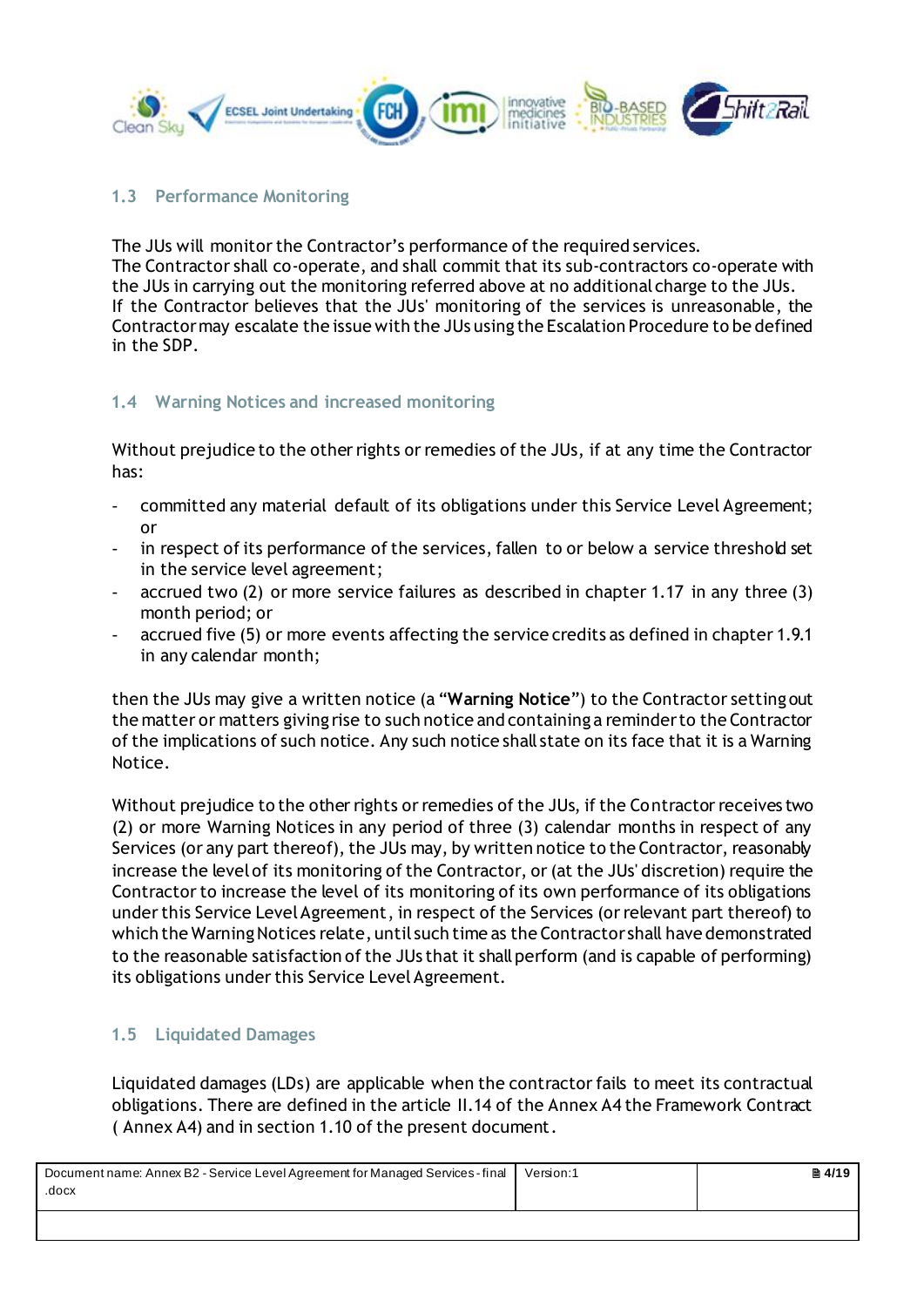### 1.3 Performance Monitoring

The JUs will monitor the Contractor's performance of the required services.
The Contractor shall co-operate, and shall commit that its sub-contractors co-operate with the JUs in carrying out the monitoring referred above at no additional charge to the JUs.
If the Contractor believes that the JUs' monitoring of the services is unreasonable, the Contractor may escalate the issue with the JUs using the Escalation Procedure to be defined in the SDP.

### 1.4 Warning Notices and increased monitoring

Without prejudice to the other rights or remedies of the JUs, if at any time the Contractor has:

- committed any material default of its obligations under this Service Level Agreement; or
- in respect of its performance of the services, fallen to or below a service threshold set in the service level agreement;
- accrued two (2) or more service failures as described in chapter 1.17 in any three (3) month period; or
- accrued five (5) or more events affecting the service credits as defined in chapter 1.9.1 in any calendar month;

then the JUs may give a written notice (a "**Warning Notice**") to the Contractor setting out the matter or matters giving rise to such notice and containing a reminder to the Contractor of the implications of such notice. Any such notice shall state on its face that it is a Warning Notice.

Without prejudice to the other rights or remedies of the JUs, if the Contractor receives two (2) or more Warning Notices in any period of three (3) calendar months in respect of any Services (or any part thereof), the JUs may, by written notice to the Contractor, reasonably increase the level of its monitoring of the Contractor, or (at the JUs' discretion) require the Contractor to increase the level of its monitoring of its own performance of its obligations under this Service Level Agreement, in respect of the Services (or relevant part thereof) to which the Warning Notices relate, until such time as the Contractor shall have demonstrated to the reasonable satisfaction of the JUs that it shall perform (and is capable of performing) its obligations under this Service Level Agreement.

### 1.5 Liquidated Damages

Liquidated damages (LDs) are applicable when the contractor fails to meet its contractual obligations. There are defined in the article II.14 of the Annex A4 the Framework Contract ( Annex A4) and in section 1.10 of the present document.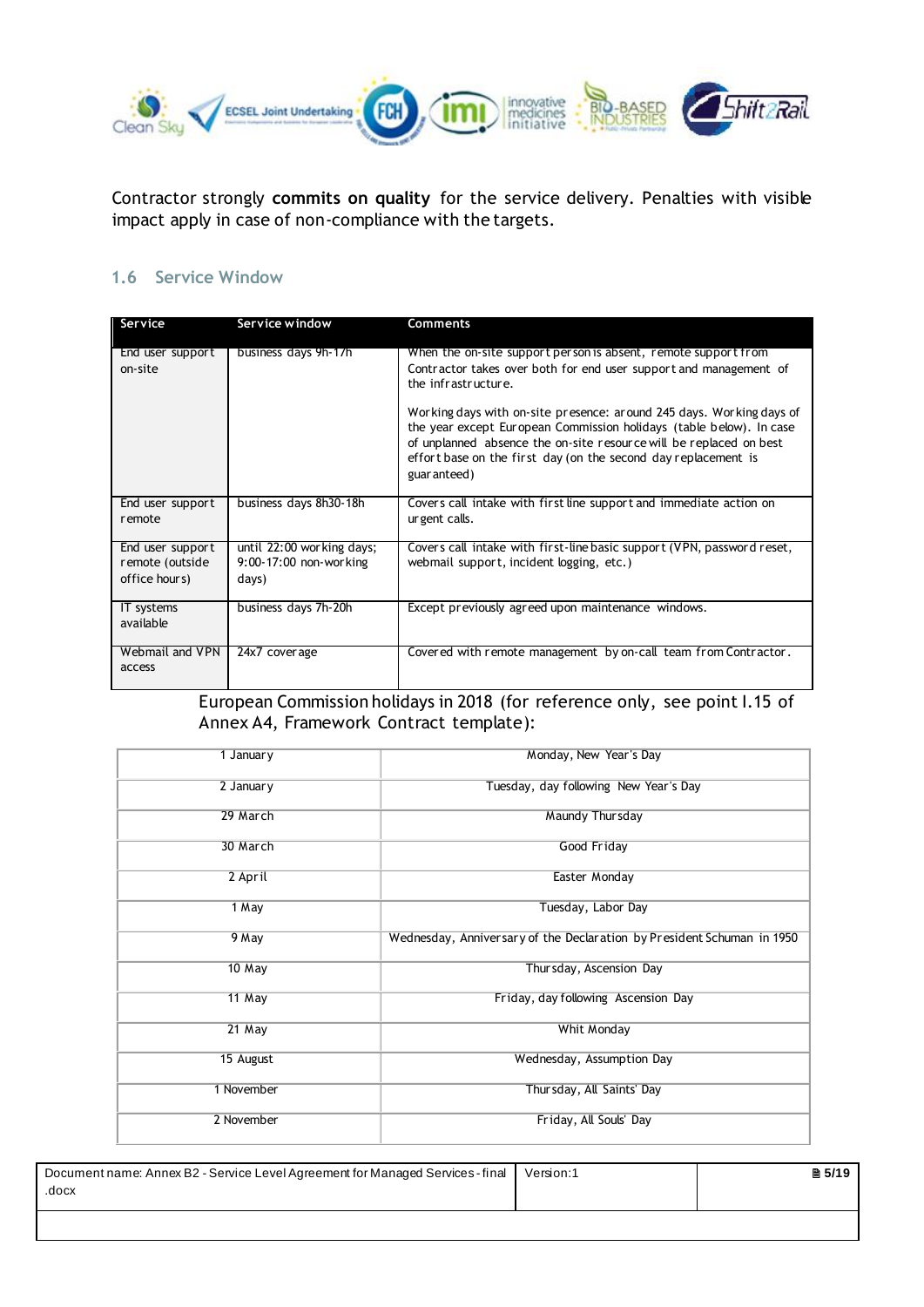Contractor strongly **commits on quality** for the service delivery. Penalties with visible impact apply in case of non-compliance with the targets.

### 1.6 Service Window

| Service | Service window | Comments |
|---|---|---|
| End user support on-site | business days 9h-17h | When the on-site support person is absent, remote support from Contractor takes over both for end user support and management of the infrastructure.<br><br>Working days with on-site presence: around 245 days. Working days of the year except European Commission holidays (table below). In case of unplanned absence the on-site resource will be replaced on best effort base on the first day (on the second day replacement is guaranteed) |
| End user support remote | business days 8h30-18h | Covers call intake with first line support and immediate action on urgent calls. |
| End user support remote (outside office hours) | until 22:00 working days; 9:00-17:00 non-working days) | Covers call intake with first-line basic support (VPN, password reset, webmail support, incident logging, etc.) |
| IT systems available | business days 7h-20h | Except previously agreed upon maintenance windows. |
| Webmail and VPN access | 24x7 coverage | Covered with remote management by on-call team from Contractor. |

European Commission holidays in 2018 (for reference only, see point I.15 of Annex A4, Framework Contract template):

| | |
|---|---|
| 1 January | Monday, New Year's Day |
| 2 January | Tuesday, day following New Year's Day |
| 29 March | Maundy Thursday |
| 30 March | Good Friday |
| 2 April | Easter Monday |
| 1 May | Tuesday, Labor Day |
| 9 May | Wednesday, Anniversary of the Declaration by President Schuman in 1950 |
| 10 May | Thursday, Ascension Day |
| 11 May | Friday, day following Ascension Day |
| 21 May | Whit Monday |
| 15 August | Wednesday, Assumption Day |
| 1 November | Thursday, All Saints' Day |
| 2 November | Friday, All Souls' Day |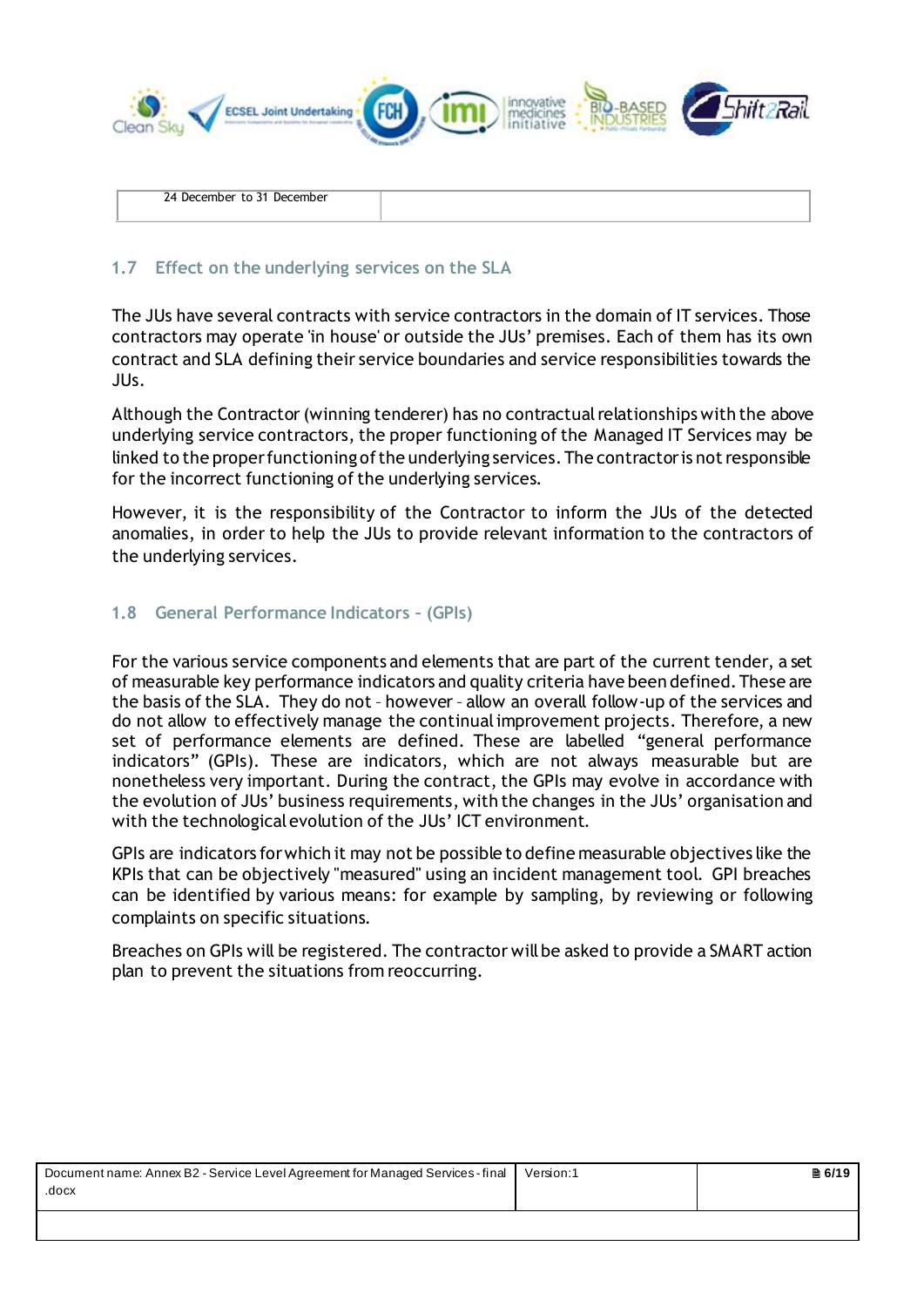| 24 December to 31 December | |
|---|---|

## 1.7 Effect on the underlying services on the SLA

The JUs have several contracts with service contractors in the domain of IT services. Those contractors may operate 'in house' or outside the JUs' premises. Each of them has its own contract and SLA defining their service boundaries and service responsibilities towards the JUs.

Although the Contractor (winning tenderer) has no contractual relationships with the above underlying service contractors, the proper functioning of the Managed IT Services may be linked to the proper functioning of the underlying services. The contractor is not responsible for the incorrect functioning of the underlying services.

However, it is the responsibility of the Contractor to inform the JUs of the detected anomalies, in order to help the JUs to provide relevant information to the contractors of the underlying services.

## 1.8 General Performance Indicators – (GPIs)

For the various service components and elements that are part of the current tender, a set of measurable key performance indicators and quality criteria have been defined. These are the basis of the SLA. They do not – however – allow an overall follow-up of the services and do not allow to effectively manage the continual improvement projects. Therefore, a new set of performance elements are defined. These are labelled "general performance indicators" (GPIs). These are indicators, which are not always measurable but are nonetheless very important. During the contract, the GPIs may evolve in accordance with the evolution of JUs' business requirements, with the changes in the JUs' organisation and with the technological evolution of the JUs' ICT environment.

GPIs are indicators for which it may not be possible to define measurable objectives like the KPIs that can be objectively "measured" using an incident management tool. GPI breaches can be identified by various means: for example by sampling, by reviewing or following complaints on specific situations.

Breaches on GPIs will be registered. The contractor will be asked to provide a SMART action plan to prevent the situations from reoccurring.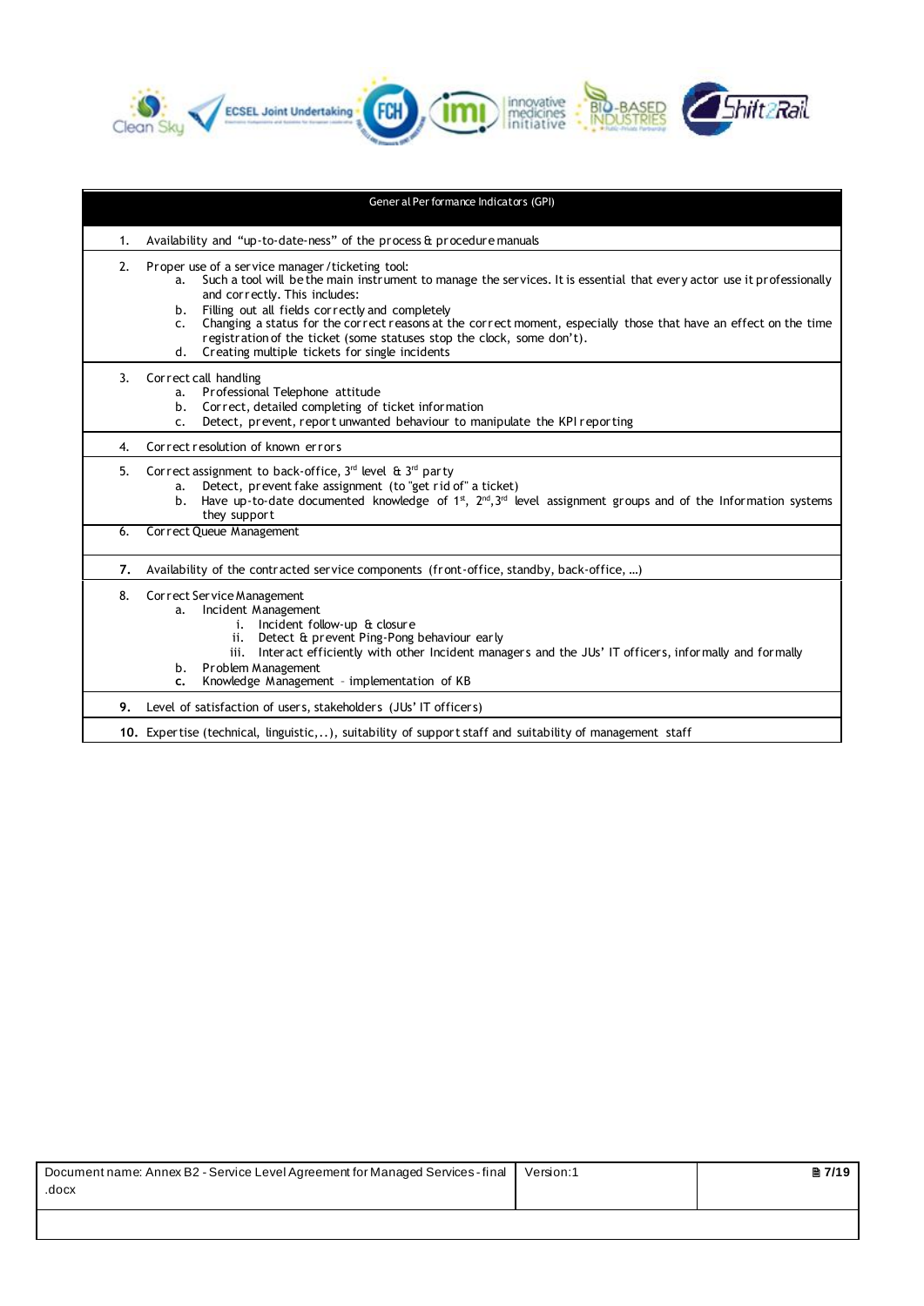| General Performance Indicators (GPI) |
|---|
| 1. Availability and "up-to-date-ness" of the process & procedure manuals |
| 2. Proper use of a service manager /ticketing tool:<br>a. Such a tool will be the main instrument to manage the services. It is essential that every actor use it professionally and correctly. This includes:<br>b. Filling out all fields correctly and completely<br>c. Changing a status for the correct reasons at the correct moment, especially those that have an effect on the time registration of the ticket (some statuses stop the clock, some don't).<br>d. Creating multiple tickets for single incidents |
| 3. Correct call handling<br>a. Professional Telephone attitude<br>b. Correct, detailed completing of ticket information<br>c. Detect, prevent, report unwanted behaviour to manipulate the KPI reporting |
| 4. Correct resolution of known errors |
| 5. Correct assignment to back-office, 3rd level & 3rd party<br>a. Detect, prevent fake assignment (to "get rid of" a ticket)<br>b. Have up-to-date documented knowledge of 1st, 2nd, 3rd level assignment groups and of the Information systems they support |
| 6. Correct Queue Management |
| **7.** Availability of the contracted service components (front-office, standby, back-office, ...) |
| 8. Correct Service Management<br>a. Incident Management<br>i. Incident follow-up & closure<br>ii. Detect & prevent Ping-Pong behaviour early<br>iii. Interact efficiently with other Incident managers and the JUs' IT officers, informally and formally<br>b. Problem Management<br>c. Knowledge Management - implementation of KB |
| **9.** Level of satisfaction of users, stakeholders (JUs' IT officers) |
| **10.** Expertise (technical, linguistic,..), suitability of support staff and suitability of management staff |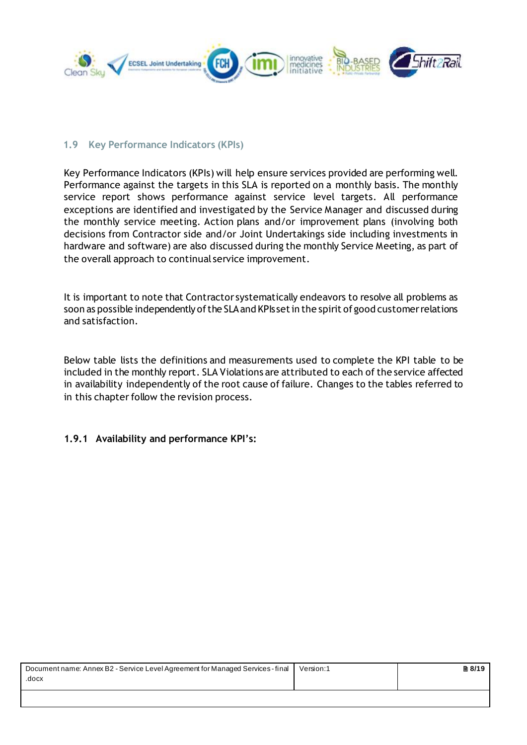### 1.9 Key Performance Indicators (KPIs)

Key Performance Indicators (KPIs) will help ensure services provided are performing well. Performance against the targets in this SLA is reported on a monthly basis. The monthly service report shows performance against service level targets. All performance exceptions are identified and investigated by the Service Manager and discussed during the monthly service meeting. Action plans and/or improvement plans (involving both decisions from Contractor side and/or Joint Undertakings side including investments in hardware and software) are also discussed during the monthly Service Meeting, as part of the overall approach to continual service improvement.

It is important to note that Contractor systematically endeavors to resolve all problems as soon as possible independently of the SLA and KPIs set in the spirit of good customer relations and satisfaction.

Below table lists the definitions and measurements used to complete the KPI table to be included in the monthly report. SLA Violations are attributed to each of the service affected in availability independently of the root cause of failure. Changes to the tables referred to in this chapter follow the revision process.

#### 1.9.1 Availability and performance KPI's: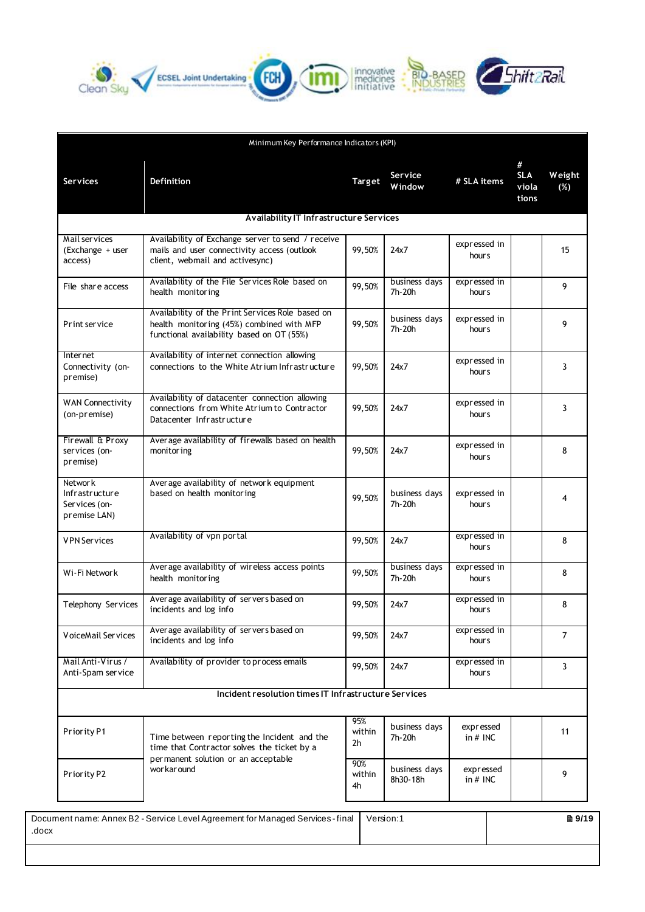| Minimum Key Performance Indicators (KPI) | | | | | | |
|---|---|---|---|---|---|---|
| **Services** | **Definition** | **Target** | **Service Window** | **# SLA items** | **# SLA violations** | **Weight (%)** |
| **Availability IT Infrastructure Services** | | | | | | |
| Mail services (Exchange + user access) | Availability of Exchange server to send / receive mails and user connectivity access (outlook client, webmail and activesync) | 99,50% | 24x7 | expressed in hours | | 15 |
| File share access | Availability of the File Services Role based on health monitoring | 99,50% | business days 7h-20h | expressed in hours | | 9 |
| Print service | Availability of the Print Services Role based on health monitoring (45%) combined with MFP functional availability based on OT (55%) | 99,50% | business days 7h-20h | expressed in hours | | 9 |
| Internet Connectivity (on-premise) | Availability of internet connection allowing connections to the White Atrium Infrastructure | 99,50% | 24x7 | expressed in hours | | 3 |
| WAN Connectivity (on-premise) | Availability of datacenter connection allowing connections from White Atrium to Contractor Datacenter Infrastructure | 99,50% | 24x7 | expressed in hours | | 3 |
| Firewall & Proxy services (on-premise) | Average availability of firewalls based on health monitoring | 99,50% | 24x7 | expressed in hours | | 8 |
| Network Infrastructure Services (on-premise LAN) | Average availability of network equipment based on health monitoring | 99,50% | business days 7h-20h | expressed in hours | | 4 |
| VPN Services | Availability of vpn portal | 99,50% | 24x7 | expressed in hours | | 8 |
| Wi-Fi Network | Average availability of wireless access points health monitoring | 99,50% | business days 7h-20h | expressed in hours | | 8 |
| Telephony Services | Average availability of servers based on incidents and log info | 99,50% | 24x7 | expressed in hours | | 8 |
| VoiceMail Services | Average availability of servers based on incidents and log info | 99,50% | 24x7 | expressed in hours | | 7 |
| Mail Anti-Virus / Anti-Spam service | Availability of provider to process emails | 99,50% | 24x7 | expressed in hours | | 3 |
| **Incident resolution times IT Infrastructure Services** | | | | | | |
| Priority P1 | Time between reporting the Incident and the time that Contractor solves the ticket by a permanent solution or an acceptable workaround | 95% within 2h | business days 7h-20h | expressed in # INC | | 11 |
| Priority P2 | | 90% within 4h | business days 8h30-18h | expressed in # INC | | 9 |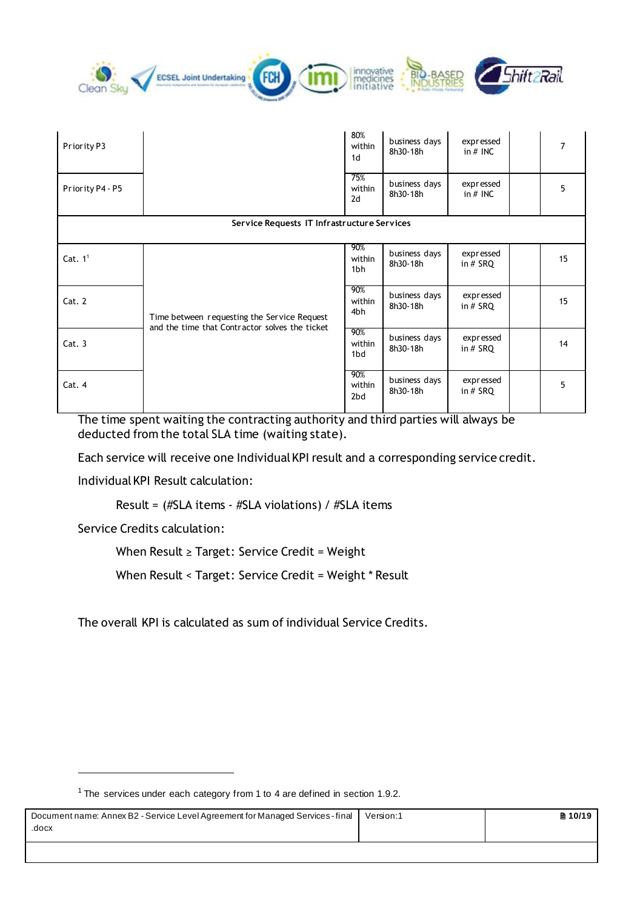| | | | | | | |
|---|---|---|---|---|---|---|
| Priority P3 | | 80% within 1d | business days 8h30-18h | expressed in # INC | | 7 |
| Priority P4 - P5 | | 75% within 2d | business days 8h30-18h | expressed in # INC | | 5 |
| **Service Requests IT Infrastructure Services** | | | | | | |
| Cat. 1[1] | Time between requesting the Service Request and the time that Contractor solves the ticket | 90% within 1bh | business days 8h30-18h | expressed in # SRQ | | 15 |
| Cat. 2 | | 90% within 4bh | business days 8h30-18h | expressed in # SRQ | | 15 |
| Cat. 3 | | 90% within 1bd | business days 8h30-18h | expressed in # SRQ | | 14 |
| Cat. 4 | | 90% within 2bd | business days 8h30-18h | expressed in # SRQ | | 5 |

The time spent waiting the contracting authority and third parties will always be deducted from the total SLA time (waiting state).

Each service will receive one Individual KPI result and a corresponding service credit.

Individual KPI Result calculation:

Result = (#SLA items - #SLA violations) / #SLA items

Service Credits calculation:

When Result ≥ Target: Service Credit = Weight

When Result < Target: Service Credit = Weight * Result

The overall KPI is calculated as sum of individual Service Credits.

[1] The services under each category from 1 to 4 are defined in section 1.9.2.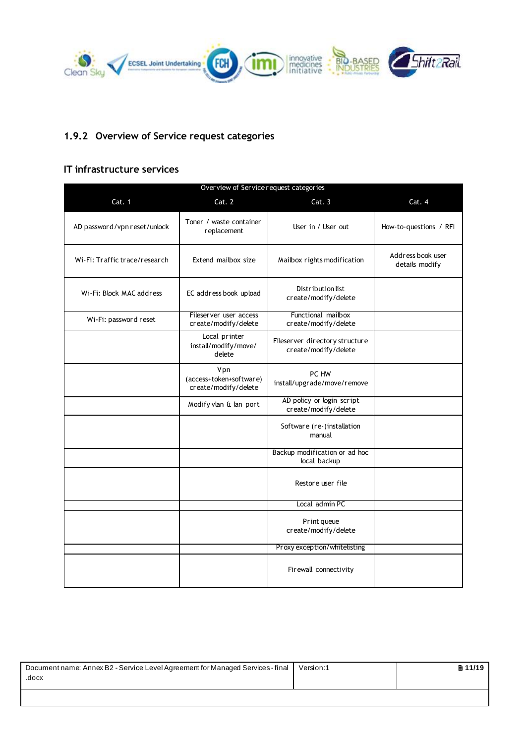### 1.9.2 Overview of Service request categories

#### IT infrastructure services

| Overview of Service request categories | | | |
|---|---|---|---|
| Cat. 1 | Cat. 2 | Cat. 3 | Cat. 4 |
| AD password/vpn reset/unlock | Toner / waste container replacement | User in / User out | How-to-questions / RFI |
| Wi-Fi: Traffic trace/research | Extend mailbox size | Mailbox rights modification | Address book user details modify |
| Wi-Fi: Block MAC address | EC address book upload | Distribution list create/modify/delete | |
| Wi-Fi: password reset | Fileserver user access create/modify/delete | Functional mailbox create/modify/delete | |
| | Local printer install/modify/move/ delete | Fileserver directory structure create/modify/delete | |
| | Vpn (access+token+software) create/modify/delete | PC HW install/upgrade/move/remove | |
| | Modify vlan & lan port | AD policy or login script create/modify/delete | |
| | | Software (re-)installation manual | |
| | | Backup modification or ad hoc local backup | |
| | | Restore user file | |
| | | Local admin PC | |
| | | Print queue create/modify/delete | |
| | | Proxy exception/whitelisting | |
| | | Firewall connectivity | |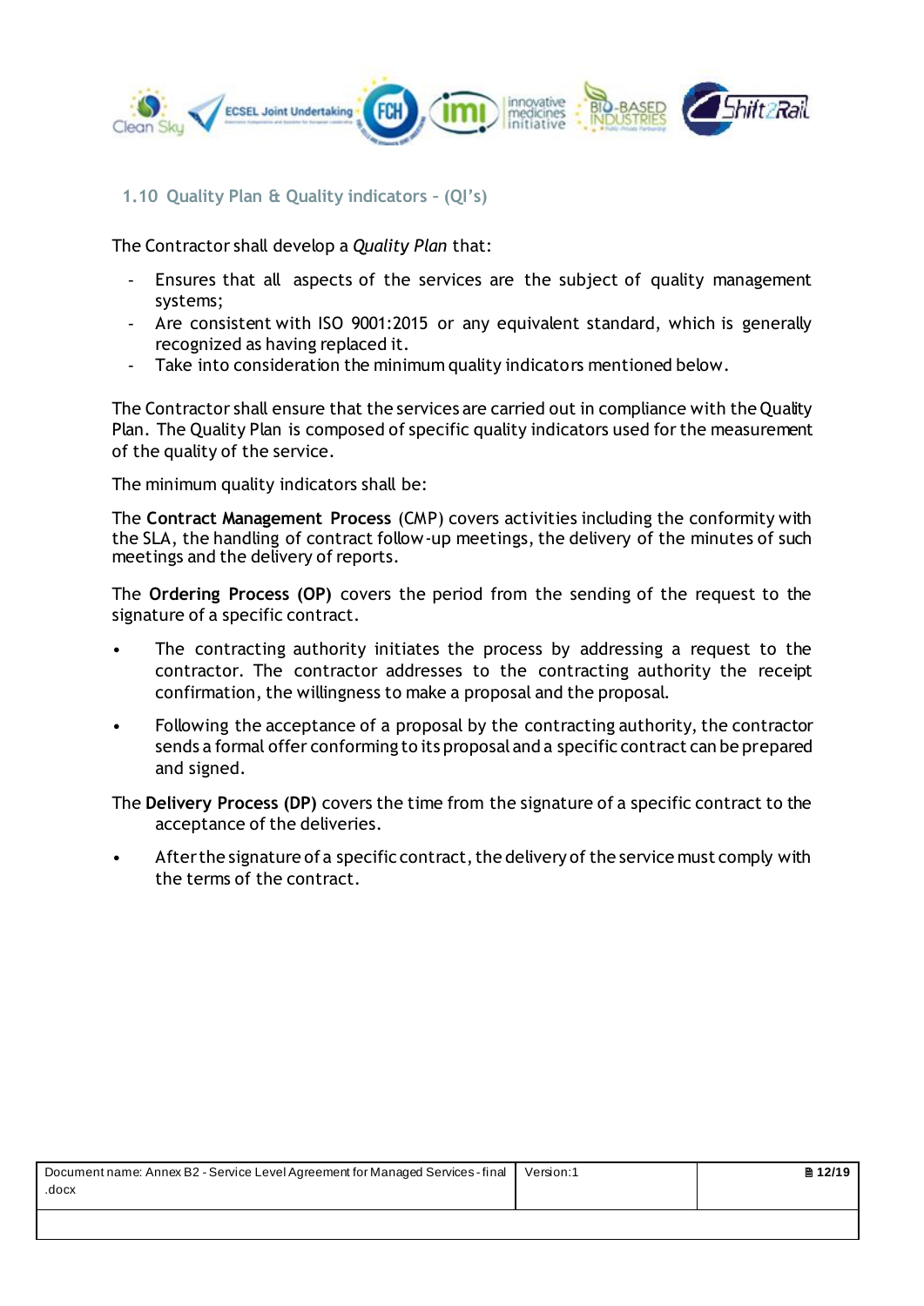### 1.10 Quality Plan & Quality indicators – (QI's)

The Contractor shall develop a *Quality Plan* that:

- Ensures that all aspects of the services are the subject of quality management systems;
- Are consistent with ISO 9001:2015 or any equivalent standard, which is generally recognized as having replaced it.
- Take into consideration the minimum quality indicators mentioned below.

The Contractor shall ensure that the services are carried out in compliance with the Quality Plan. The Quality Plan is composed of specific quality indicators used for the measurement of the quality of the service.

The minimum quality indicators shall be:

The **Contract Management Process** (CMP) covers activities including the conformity with the SLA, the handling of contract follow-up meetings, the delivery of the minutes of such meetings and the delivery of reports.

The **Ordering Process (OP)** covers the period from the sending of the request to the signature of a specific contract.

- The contracting authority initiates the process by addressing a request to the contractor. The contractor addresses to the contracting authority the receipt confirmation, the willingness to make a proposal and the proposal.
- Following the acceptance of a proposal by the contracting authority, the contractor sends a formal offer conforming to its proposal and a specific contract can be prepared and signed.

The **Delivery Process (DP)** covers the time from the signature of a specific contract to the acceptance of the deliveries.

- After the signature of a specific contract, the delivery of the service must comply with the terms of the contract.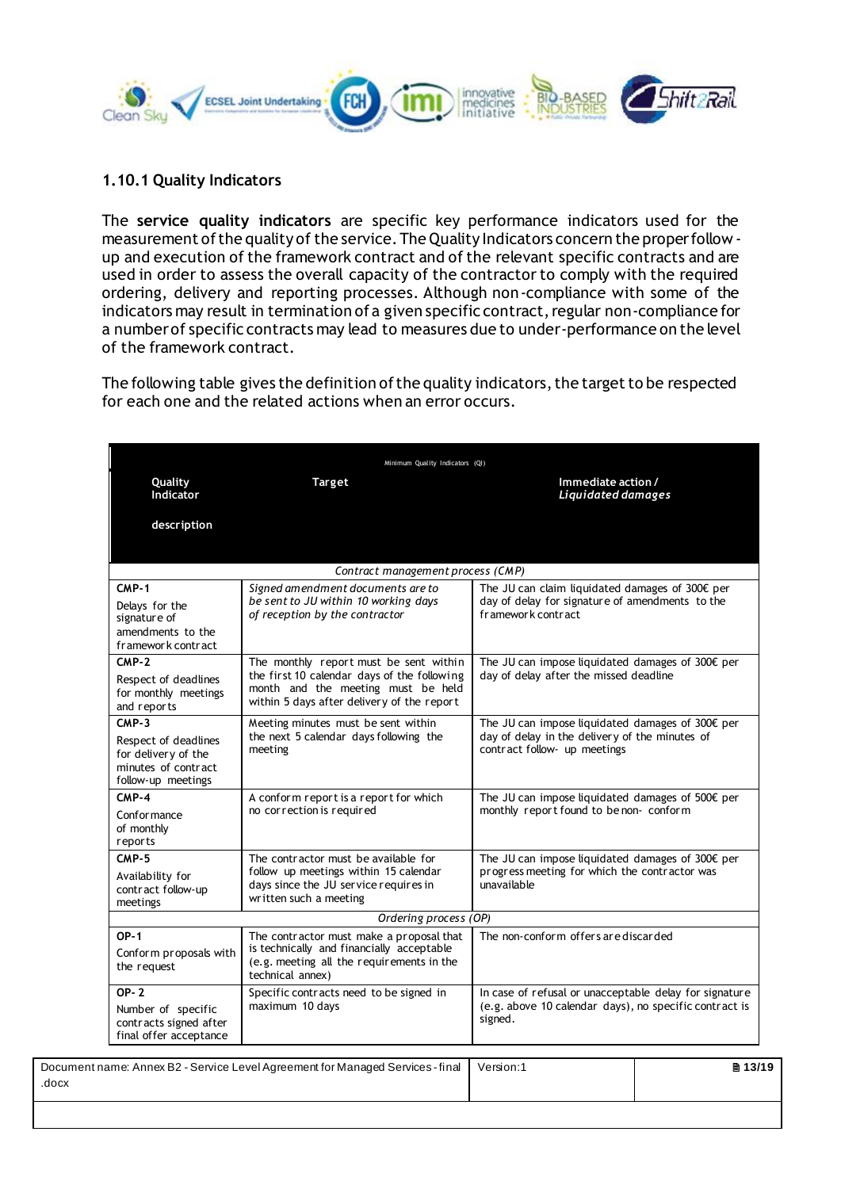### 1.10.1 Quality Indicators

The **service quality indicators** are specific key performance indicators used for the measurement of the quality of the service. The Quality Indicators concern the proper follow-up and execution of the framework contract and of the relevant specific contracts and are used in order to assess the overall capacity of the contractor to comply with the required ordering, delivery and reporting processes. Although non-compliance with some of the indicators may result in termination of a given specific contract, regular non-compliance for a number of specific contracts may lead to measures due to under-performance on the level of the framework contract.

The following table gives the definition of the quality indicators, the target to be respected for each one and the related actions when an error occurs.

| Minimum Quality Indicators (QI) | | |
|---|---|---|
| **Quality Indicator description** | **Target** | **Immediate action / *Liquidated damages*** |
| *Contract management process (CMP)* | | |
| **CMP-1** Delays for the signature of amendments to the framework contract | *Signed amendment documents are to be sent to JU within 10 working days of reception by the contractor* | The JU can claim liquidated damages of 300€ per day of delay for signature of amendments to the framework contract |
| **CMP-2** Respect of deadlines for monthly meetings and reports | The monthly report must be sent within the first 10 calendar days of the following month and the meeting must be held within 5 days after delivery of the report | The JU can impose liquidated damages of 300€ per day of delay after the missed deadline |
| **CMP-3** Respect of deadlines for delivery of the minutes of contract follow-up meetings | Meeting minutes must be sent within the next 5 calendar days following the meeting | The JU can impose liquidated damages of 300€ per day of delay in the delivery of the minutes of contract follow- up meetings |
| **CMP-4** Conformance of monthly reports | A conform report is a report for which no correction is required | The JU can impose liquidated damages of 500€ per monthly report found to be non- conform |
| **CMP-5** Availability for contract follow-up meetings | The contractor must be available for follow up meetings within 15 calendar days since the JU service requires in written such a meeting | The JU can impose liquidated damages of 300€ per progress meeting for which the contractor was unavailable |
| *Ordering process (OP)* | | |
| **OP-1** Conform proposals with the request | The contractor must make a proposal that is technically and financially acceptable (e.g. meeting all the requirements in the technical annex) | The non-conform offers are discarded |
| **OP- 2** Number of specific contracts signed after final offer acceptance | Specific contracts need to be signed in maximum 10 days | In case of refusal or unacceptable delay for signature (e.g. above 10 calendar days), no specific contract is signed. |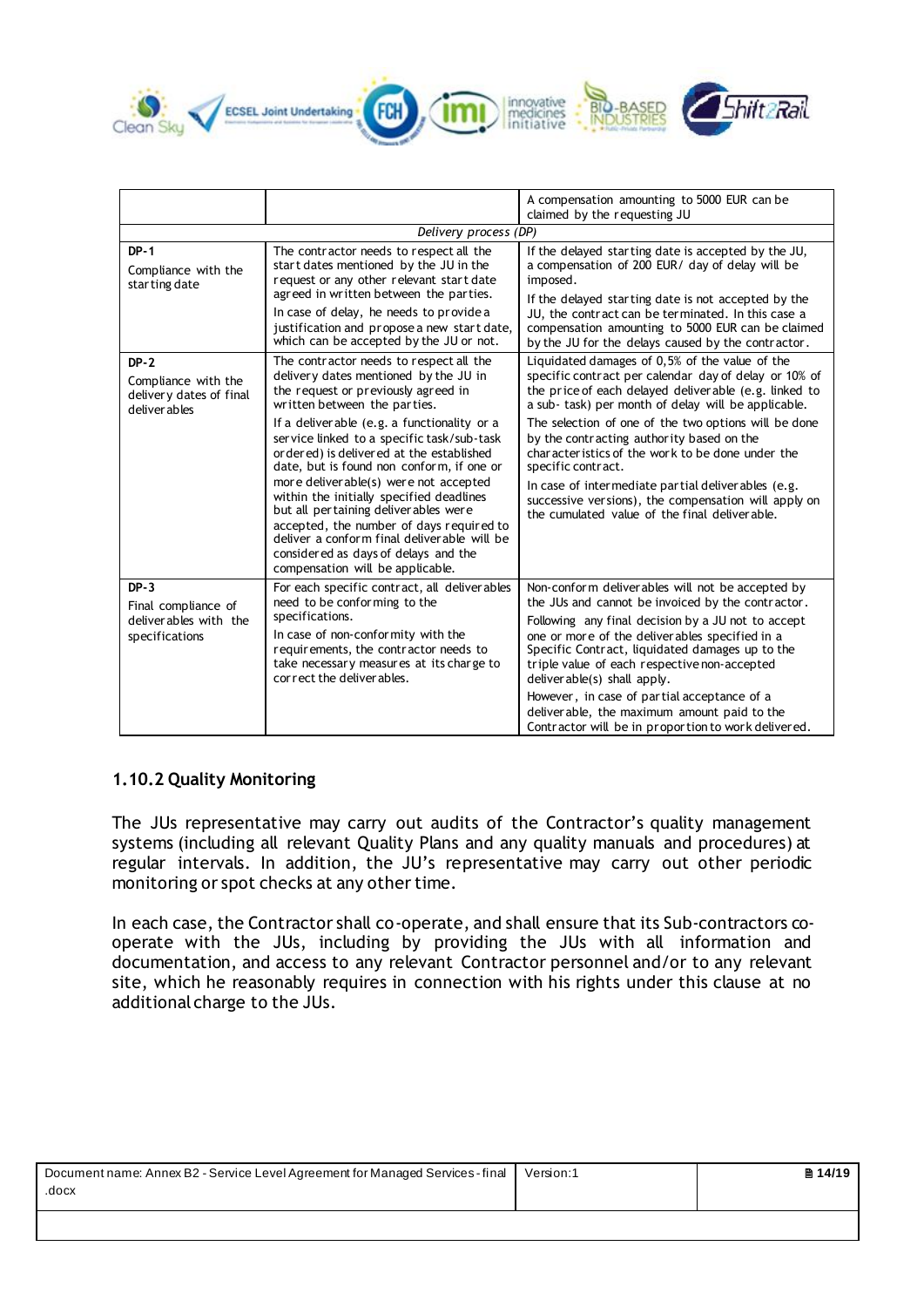| | | |
|---|---|---|
| | | A compensation amounting to 5000 EUR can be claimed by the requesting JU |
| *Delivery process (DP)* | | |
| **DP-1**<br>Compliance with the starting date | The contractor needs to respect all the start dates mentioned by the JU in the request or any other relevant start date agreed in written between the parties.<br>In case of delay, he needs to provide a justification and propose a new start date, which can be accepted by the JU or not. | If the delayed starting date is accepted by the JU, a compensation of 200 EUR/ day of delay will be imposed.<br>If the delayed starting date is not accepted by the JU, the contract can be terminated. In this case a compensation amounting to 5000 EUR can be claimed by the JU for the delays caused by the contractor. |
| **DP-2**<br>Compliance with the delivery dates of final deliverables | The contractor needs to respect all the delivery dates mentioned by the JU in the request or previously agreed in written between the parties.<br>If a deliverable (e.g. a functionality or a service linked to a specific task/sub-task ordered) is delivered at the established date, but is found non conform, if one or more deliverable(s) were not accepted within the initially specified deadlines but all pertaining deliverables were accepted, the number of days required to deliver a conform final deliverable will be considered as days of delays and the compensation will be applicable. | Liquidated damages of 0,5% of the value of the specific contract per calendar day of delay or 10% of the price of each delayed deliverable (e.g. linked to a sub- task) per month of delay will be applicable.<br>The selection of one of the two options will be done by the contracting authority based on the characteristics of the work to be done under the specific contract.<br>In case of intermediate partial deliverables (e.g. successive versions), the compensation will apply on the cumulated value of the final deliverable. |
| **DP-3**<br>Final compliance of deliverables with the specifications | For each specific contract, all deliverables need to be conforming to the specifications.<br>In case of non-conformity with the requirements, the contractor needs to take necessary measures at its charge to correct the deliverables. | Non-conform deliverables will not be accepted by the JUs and cannot be invoiced by the contractor.<br>Following any final decision by a JU not to accept one or more of the deliverables specified in a Specific Contract, liquidated damages up to the triple value of each respective non-accepted deliverable(s) shall apply.<br>However, in case of partial acceptance of a deliverable, the maximum amount paid to the Contractor will be in proportion to work delivered. |

### 1.10.2 Quality Monitoring

The JUs representative may carry out audits of the Contractor's quality management systems (including all relevant Quality Plans and any quality manuals and procedures) at regular intervals. In addition, the JU's representative may carry out other periodic monitoring or spot checks at any other time.

In each case, the Contractor shall co-operate, and shall ensure that its Sub-contractors co-operate with the JUs, including by providing the JUs with all information and documentation, and access to any relevant Contractor personnel and/or to any relevant site, which he reasonably requires in connection with his rights under this clause at no additional charge to the JUs.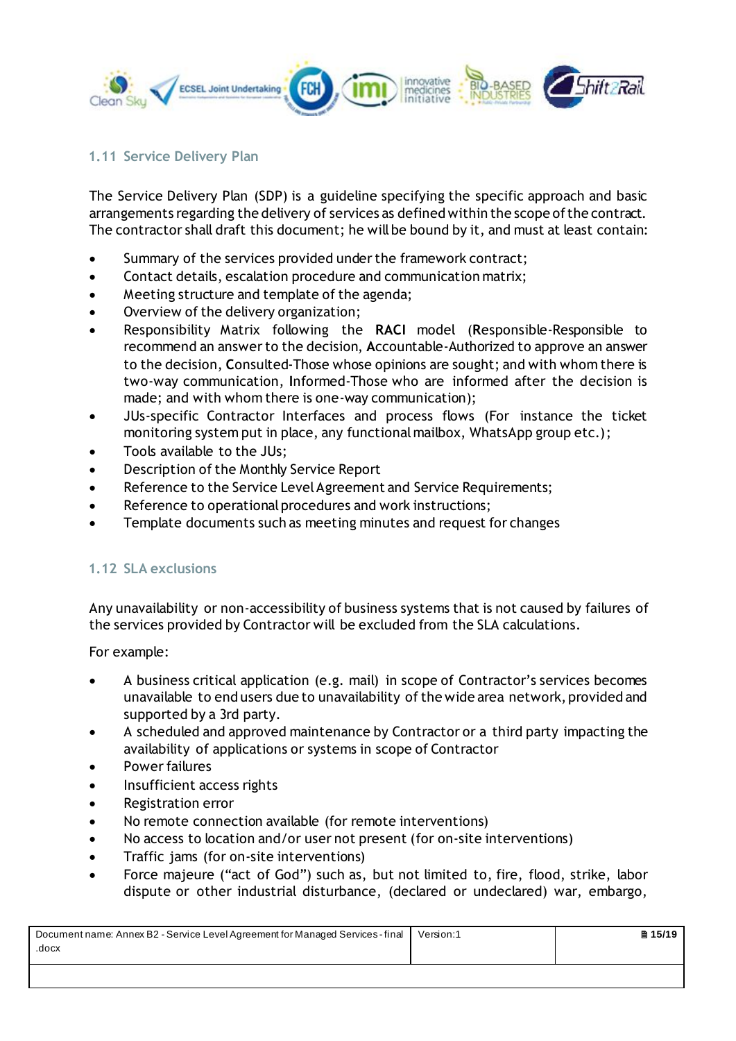## 1.11 Service Delivery Plan

The Service Delivery Plan (SDP) is a guideline specifying the specific approach and basic arrangements regarding the delivery of services as defined within the scope of the contract. The contractor shall draft this document; he will be bound by it, and must at least contain:

- Summary of the services provided under the framework contract;
- Contact details, escalation procedure and communication matrix;
- Meeting structure and template of the agenda;
- Overview of the delivery organization;
- Responsibility Matrix following the **RACI** model (**R**esponsible-Responsible to recommend an answer to the decision, **A**ccountable-Authorized to approve an answer to the decision, **C**onsulted-Those whose opinions are sought; and with whom there is two-way communication, **I**nformed-Those who are informed after the decision is made; and with whom there is one-way communication);
- JUs-specific Contractor Interfaces and process flows (For instance the ticket monitoring system put in place, any functional mailbox, WhatsApp group etc.);
- Tools available to the JUs;
- Description of the Monthly Service Report
- Reference to the Service Level Agreement and Service Requirements;
- Reference to operational procedures and work instructions;
- Template documents such as meeting minutes and request for changes

## 1.12 SLA exclusions

Any unavailability or non-accessibility of business systems that is not caused by failures of the services provided by Contractor will be excluded from the SLA calculations.

For example:

- A business critical application (e.g. mail) in scope of Contractor's services becomes unavailable to end users due to unavailability of the wide area network, provided and supported by a 3rd party.
- A scheduled and approved maintenance by Contractor or a third party impacting the availability of applications or systems in scope of Contractor
- Power failures
- Insufficient access rights
- Registration error
- No remote connection available (for remote interventions)
- No access to location and/or user not present (for on-site interventions)
- Traffic jams (for on-site interventions)
- Force majeure ("act of God") such as, but not limited to, fire, flood, strike, labor dispute or other industrial disturbance, (declared or undeclared) war, embargo,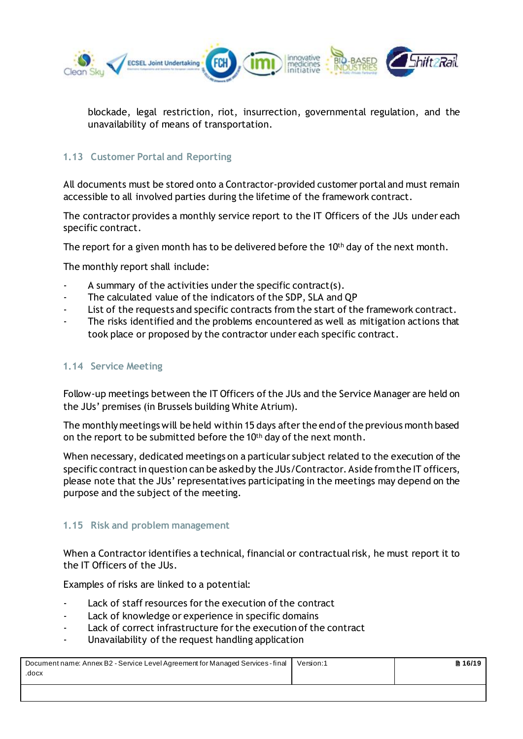blockade, legal restriction, riot, insurrection, governmental regulation, and the unavailability of means of transportation.

### 1.13 Customer Portal and Reporting

All documents must be stored onto a Contractor-provided customer portal and must remain accessible to all involved parties during the lifetime of the framework contract.

The contractor provides a monthly service report to the IT Officers of the JUs under each specific contract.

The report for a given month has to be delivered before the 10th day of the next month.

The monthly report shall include:

- A summary of the activities under the specific contract(s).
- The calculated value of the indicators of the SDP, SLA and QP
- List of the requests and specific contracts from the start of the framework contract.
- The risks identified and the problems encountered as well as mitigation actions that took place or proposed by the contractor under each specific contract.

### 1.14 Service Meeting

Follow-up meetings between the IT Officers of the JUs and the Service Manager are held on the JUs' premises (in Brussels building White Atrium).

The monthly meetings will be held within 15 days after the end of the previous month based on the report to be submitted before the 10th day of the next month.

When necessary, dedicated meetings on a particular subject related to the execution of the specific contract in question can be asked by the JUs/Contractor. Aside from the IT officers, please note that the JUs' representatives participating in the meetings may depend on the purpose and the subject of the meeting.

### 1.15 Risk and problem management

When a Contractor identifies a technical, financial or contractual risk, he must report it to the IT Officers of the JUs.

Examples of risks are linked to a potential:

- Lack of staff resources for the execution of the contract
- Lack of knowledge or experience in specific domains
- Lack of correct infrastructure for the execution of the contract
- Unavailability of the request handling application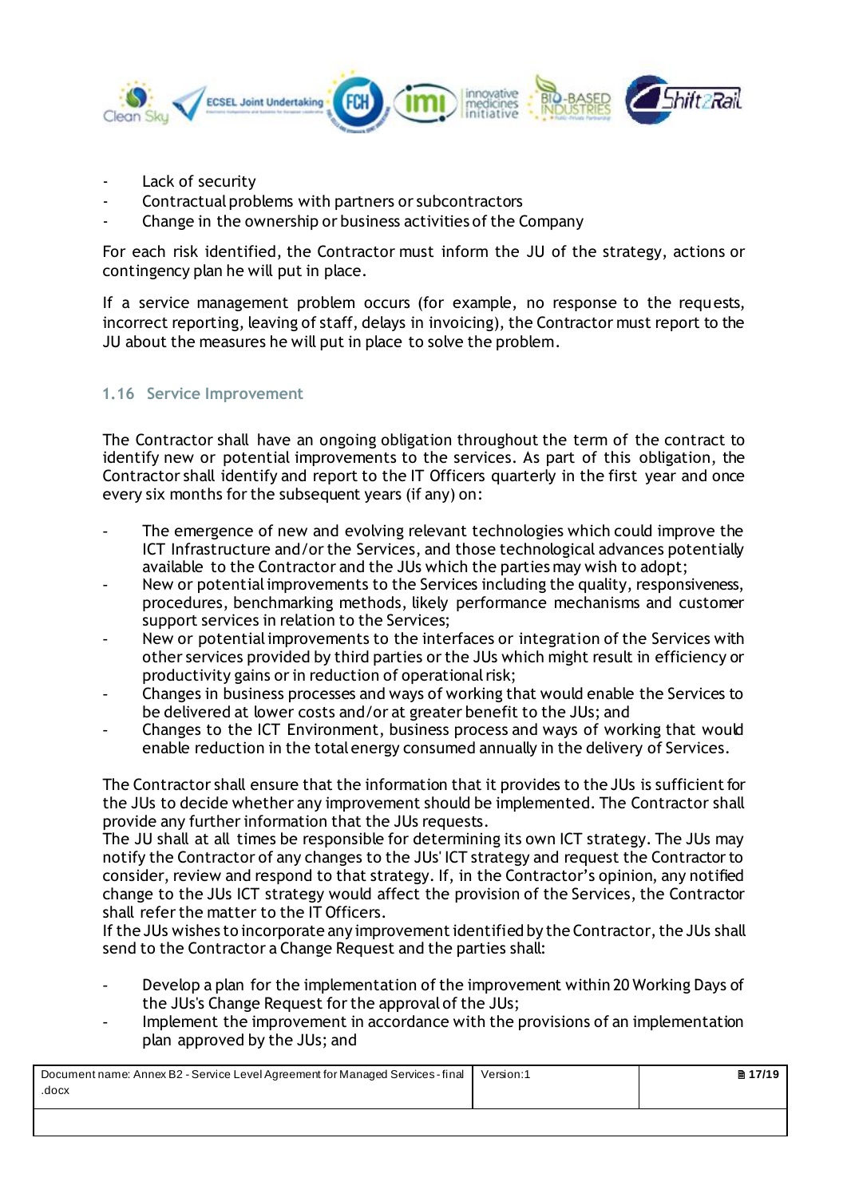- Lack of security
- Contractual problems with partners or subcontractors
- Change in the ownership or business activities of the Company

For each risk identified, the Contractor must inform the JU of the strategy, actions or contingency plan he will put in place.

If a service management problem occurs (for example, no response to the requests, incorrect reporting, leaving of staff, delays in invoicing), the Contractor must report to the JU about the measures he will put in place to solve the problem.

### 1.16 Service Improvement

The Contractor shall have an ongoing obligation throughout the term of the contract to identify new or potential improvements to the services. As part of this obligation, the Contractor shall identify and report to the IT Officers quarterly in the first year and once every six months for the subsequent years (if any) on:

- The emergence of new and evolving relevant technologies which could improve the ICT Infrastructure and/or the Services, and those technological advances potentially available to the Contractor and the JUs which the parties may wish to adopt;
- New or potential improvements to the Services including the quality, responsiveness, procedures, benchmarking methods, likely performance mechanisms and customer support services in relation to the Services;
- New or potential improvements to the interfaces or integration of the Services with other services provided by third parties or the JUs which might result in efficiency or productivity gains or in reduction of operational risk;
- Changes in business processes and ways of working that would enable the Services to be delivered at lower costs and/or at greater benefit to the JUs; and
- Changes to the ICT Environment, business process and ways of working that would enable reduction in the total energy consumed annually in the delivery of Services.

The Contractor shall ensure that the information that it provides to the JUs is sufficient for the JUs to decide whether any improvement should be implemented. The Contractor shall provide any further information that the JUs requests.
The JU shall at all times be responsible for determining its own ICT strategy. The JUs may notify the Contractor of any changes to the JUs' ICT strategy and request the Contractor to consider, review and respond to that strategy. If, in the Contractor's opinion, any notified change to the JUs ICT strategy would affect the provision of the Services, the Contractor shall refer the matter to the IT Officers.
If the JUs wishes to incorporate any improvement identified by the Contractor, the JUs shall send to the Contractor a Change Request and the parties shall:

- Develop a plan for the implementation of the improvement within 20 Working Days of the JUs's Change Request for the approval of the JUs;
- Implement the improvement in accordance with the provisions of an implementation plan approved by the JUs; and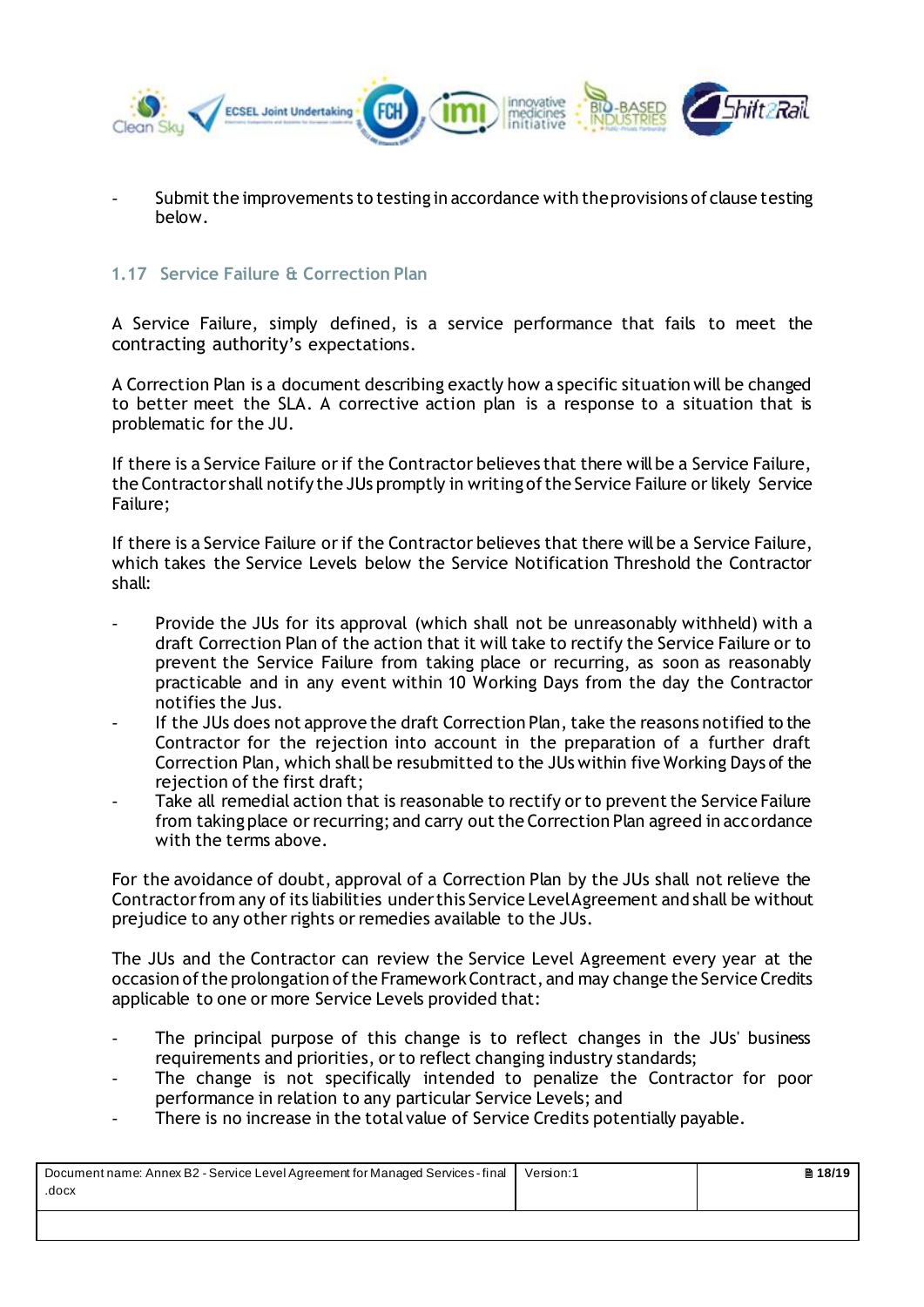- Submit the improvements to testing in accordance with the provisions of clause testing below.

### 1.17 Service Failure & Correction Plan

A Service Failure, simply defined, is a service performance that fails to meet the contracting authority's expectations.

A Correction Plan is a document describing exactly how a specific situation will be changed to better meet the SLA. A corrective action plan is a response to a situation that is problematic for the JU.

If there is a Service Failure or if the Contractor believes that there will be a Service Failure, the Contractor shall notify the JUs promptly in writing of the Service Failure or likely Service Failure;

If there is a Service Failure or if the Contractor believes that there will be a Service Failure, which takes the Service Levels below the Service Notification Threshold the Contractor shall:

- Provide the JUs for its approval (which shall not be unreasonably withheld) with a draft Correction Plan of the action that it will take to rectify the Service Failure or to prevent the Service Failure from taking place or recurring, as soon as reasonably practicable and in any event within 10 Working Days from the day the Contractor notifies the Jus.
- If the JUs does not approve the draft Correction Plan, take the reasons notified to the Contractor for the rejection into account in the preparation of a further draft Correction Plan, which shall be resubmitted to the JUs within five Working Days of the rejection of the first draft;
- Take all remedial action that is reasonable to rectify or to prevent the Service Failure from taking place or recurring; and carry out the Correction Plan agreed in accordance with the terms above.

For the avoidance of doubt, approval of a Correction Plan by the JUs shall not relieve the Contractor from any of its liabilities under this Service Level Agreement and shall be without prejudice to any other rights or remedies available to the JUs.

The JUs and the Contractor can review the Service Level Agreement every year at the occasion of the prolongation of the Framework Contract, and may change the Service Credits applicable to one or more Service Levels provided that:

- The principal purpose of this change is to reflect changes in the JUs' business requirements and priorities, or to reflect changing industry standards;
- The change is not specifically intended to penalize the Contractor for poor performance in relation to any particular Service Levels; and
- There is no increase in the total value of Service Credits potentially payable.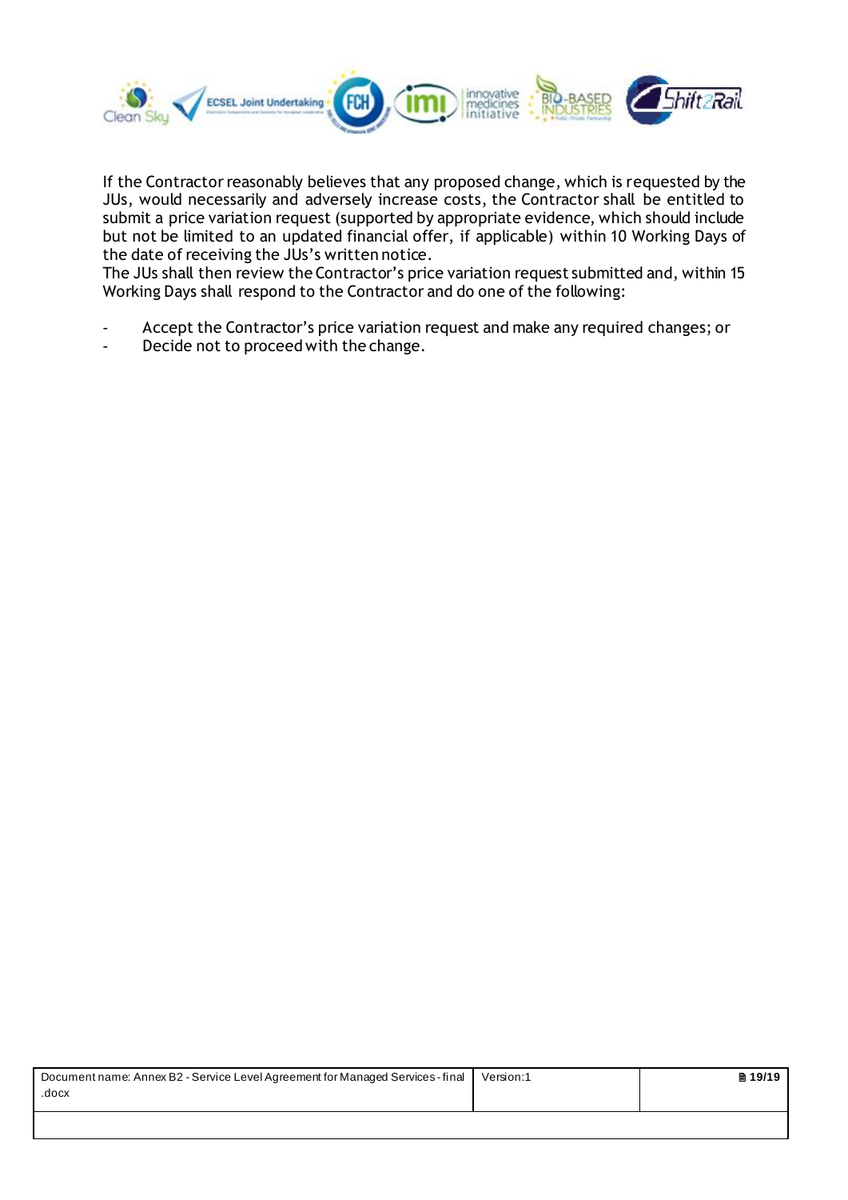If the Contractor reasonably believes that any proposed change, which is requested by the JUs, would necessarily and adversely increase costs, the Contractor shall be entitled to submit a price variation request (supported by appropriate evidence, which should include but not be limited to an updated financial offer, if applicable) within 10 Working Days of the date of receiving the JUs's written notice.

The JUs shall then review the Contractor's price variation request submitted and, within 15 Working Days shall respond to the Contractor and do one of the following:

- Accept the Contractor's price variation request and make any required changes; or
- Decide not to proceed with the change.